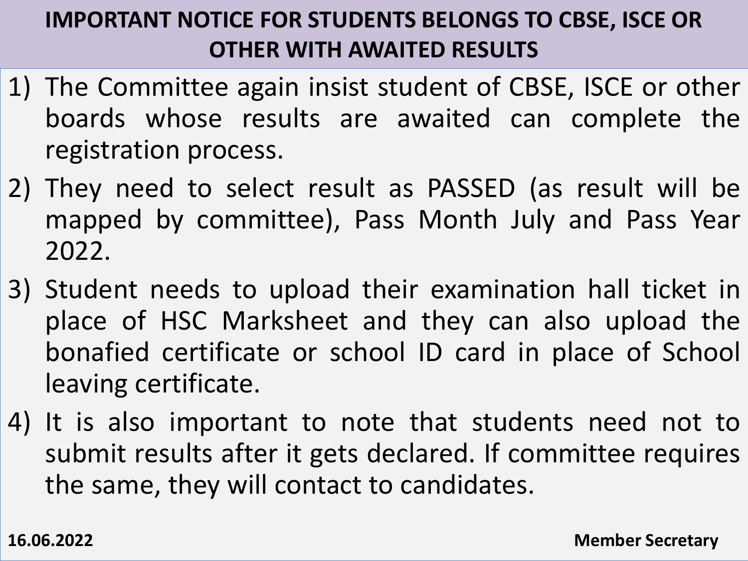# IMPORTANT NOTICE FOR STUDENTS BELONGS TO CBSE, ISCE OR OTHER WITH AWAITED RESULTS

1) The Committee again insist student of CBSE, ISCE or other boards whose results are awaited can complete the registration process.
2) They need to select result as PASSED (as result will be mapped by committee), Pass Month July and Pass Year 2022.
3) Student needs to upload their examination hall ticket in place of HSC Marksheet and they can also upload the bonafied certificate or school ID card in place of School leaving certificate.
4) It is also important to note that students need not to submit results after it gets declared. If committee requires the same, they will contact to candidates.

**16.06.2022** **Member Secretary**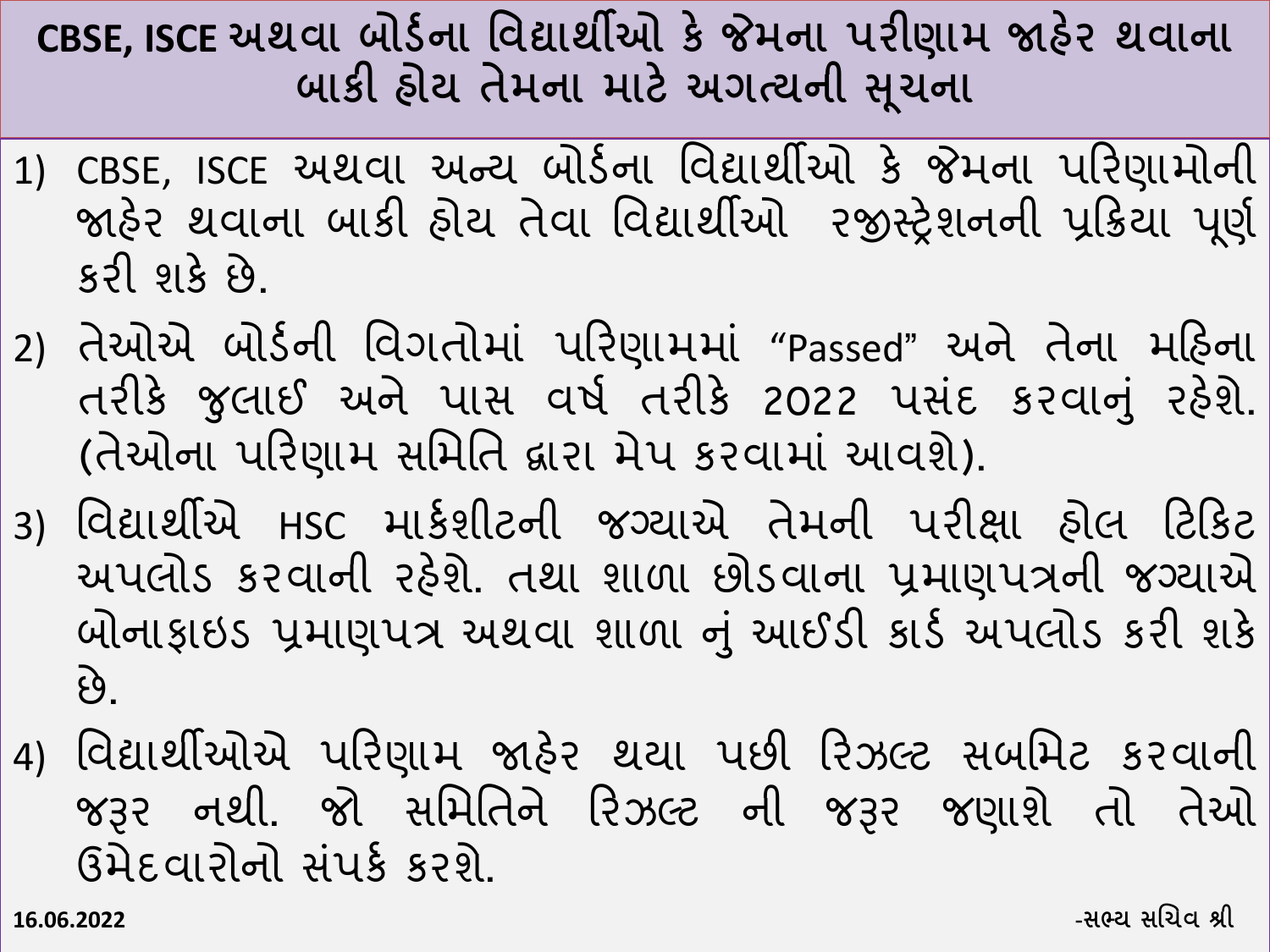# CBSE, ISCE અથવા બોર્ડના વિદ્યાર્થીઓ કે જેમના પરીણામ જાહેર થવાના બાકી હોય તેમના માટે અગત્યની સૂચના

1) CBSE, ISCE અથવા અન્ય બોર્ડના વિદ્યાર્થીઓ કે જેમના પરિણામોની જાહેર થવાના બાકી હોય તેવા વિદ્યાર્થીઓ રજીસ્ટ્રેશનની પ્રક્રિયા પૂર્ણ કરી શકે છે.
2) તેઓએ બોર્ડની વિગતોમાં પરિણામમાં “Passed” અને તેના મહિના તરીકે જુલાઈ અને પાસ વર્ષ તરીકે 2022 પસંદ કરવાનું રહેશે. (તેઓના પરિણામ સમિતિ દ્વારા મેપ કરવામાં આવશે).
3) વિદ્યાર્થીએ HSC માર્કશીટની જગ્યાએ તેમની પરીક્ષા હોલ ટિકિટ અપલોડ કરવાની રહેશે. તથા શાળા છોડવાના પ્રમાણપત્રની જગ્યાએ બોનાફાઇડ પ્રમાણપત્ર અથવા શાળા નું આઈડી કાર્ડ અપલોડ કરી શકે છે.
4) વિદ્યાર્થીઓએ પરિણામ જાહેર થયા પછી રિઝલ્ટ સબમિટ કરવાની જરૂર નથી. જો સમિતિને રિઝલ્ટ ની જરૂર જણાશે તો તેઓ ઉમેદવારોનો સંપર્ક કરશે.

**16.06.2022**

-સભ્ય સચિવ શ્રી